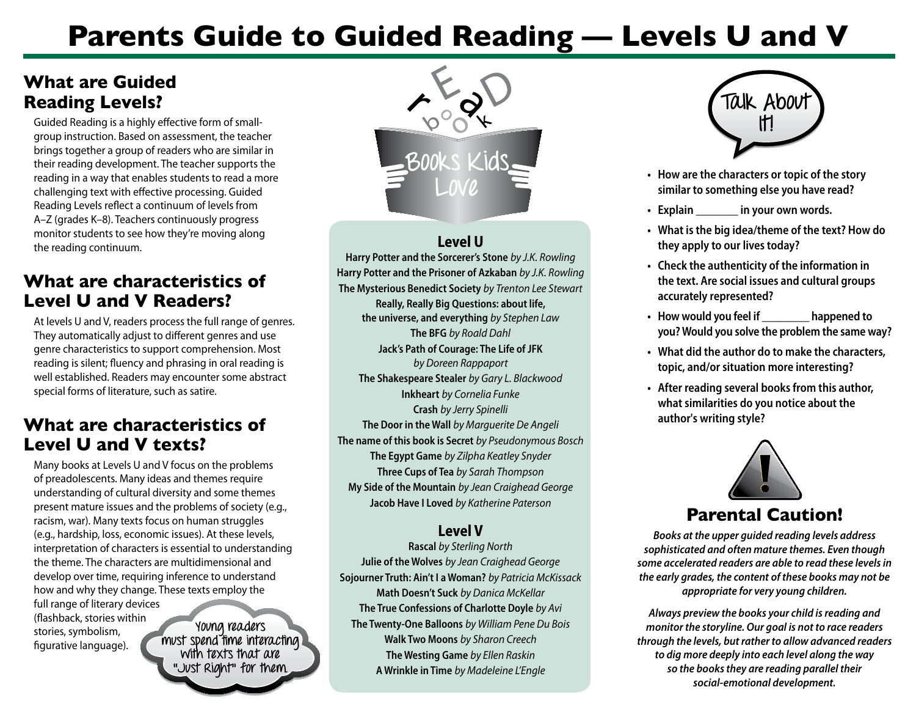# Parents Guide to Guided Reading — Levels U and V

## What are Guided Reading Levels?

Guided Reading is a highly effective form of small-group instruction. Based on assessment, the teacher brings together a group of readers who are similar in their reading development. The teacher supports the reading in a way that enables students to read a more challenging text with effective processing. Guided Reading Levels reflect a continuum of levels from A–Z (grades K–8). Teachers continuously progress monitor students to see how they're moving along the reading continuum.

## What are characteristics of Level U and V Readers?

At levels U and V, readers process the full range of genres. They automatically adjust to different genres and use genre characteristics to support comprehension. Most reading is silent; fluency and phrasing in oral reading is well established. Readers may encounter some abstract special forms of literature, such as satire.

## What are characteristics of Level U and V texts?

Many books at Levels U and V focus on the problems of preadolescents. Many ideas and themes require understanding of cultural diversity and some themes present mature issues and the problems of society (e.g., racism, war). Many texts focus on human struggles (e.g., hardship, loss, economic issues). At these levels, interpretation of characters is essential to understanding the theme. The characters are multidimensional and develop over time, requiring inference to understand how and why they change. These texts employ the full range of literary devices (flashback, stories within stories, symbolism, figurative language).

Young readers must spend time interacting with texts that are "Just Right" for them.

## Books Kids Love

### Level U

**Harry Potter and the Sorcerer's Stone** *by J.K. Rowling*
**Harry Potter and the Prisoner of Azkaban** *by J.K. Rowling*
**The Mysterious Benedict Society** *by Trenton Lee Stewart*
**Really, Really Big Questions: about life, the universe, and everything** *by Stephen Law*
**The BFG** *by Roald Dahl*
**Jack's Path of Courage: The Life of JFK** *by Doreen Rappaport*
**The Shakespeare Stealer** *by Gary L. Blackwood*
**Inkheart** *by Cornelia Funke*
**Crash** *by Jerry Spinelli*
**The Door in the Wall** *by Marguerite De Angeli*
**The name of this book is Secret** *by Pseudonymous Bosch*
**The Egypt Game** *by Zilpha Keatley Snyder*
**Three Cups of Tea** *by Sarah Thompson*
**My Side of the Mountain** *by Jean Craighead George*
**Jacob Have I Loved** *by Katherine Paterson*

### Level V

**Rascal** *by Sterling North*
**Julie of the Wolves** *by Jean Craighead George*
**Sojourner Truth: Ain't I a Woman?** *by Patricia McKissack*
**Math Doesn't Suck** *by Danica McKellar*
**The True Confessions of Charlotte Doyle** *by Avi*
**The Twenty-One Balloons** *by William Pene Du Bois*
**Walk Two Moons** *by Sharon Creech*
**The Westing Game** *by Ellen Raskin*
**A Wrinkle in Time** *by Madeleine L'Engle*

## Talk About It!

- **How are the characters or topic of the story similar to something else you have read?**
- **Explain _______ in your own words.**
- **What is the big idea/theme of the text? How do they apply to our lives today?**
- **Check the authenticity of the information in the text. Are social issues and cultural groups accurately represented?**
- **How would you feel if ________ happened to you? Would you solve the problem the same way?**
- **What did the author do to make the characters, topic, and/or situation more interesting?**
- **After reading several books from this author, what similarities do you notice about the author's writing style?**

## Parental Caution!

***Books at the upper guided reading levels address sophisticated and often mature themes. Even though some accelerated readers are able to read these levels in the early grades, the content of these books may not be appropriate for very young children.***

***Always preview the books your child is reading and monitor the storyline. Our goal is not to race readers through the levels, but rather to allow advanced readers to dig more deeply into each level along the way so the books they are reading parallel their social-emotional development.***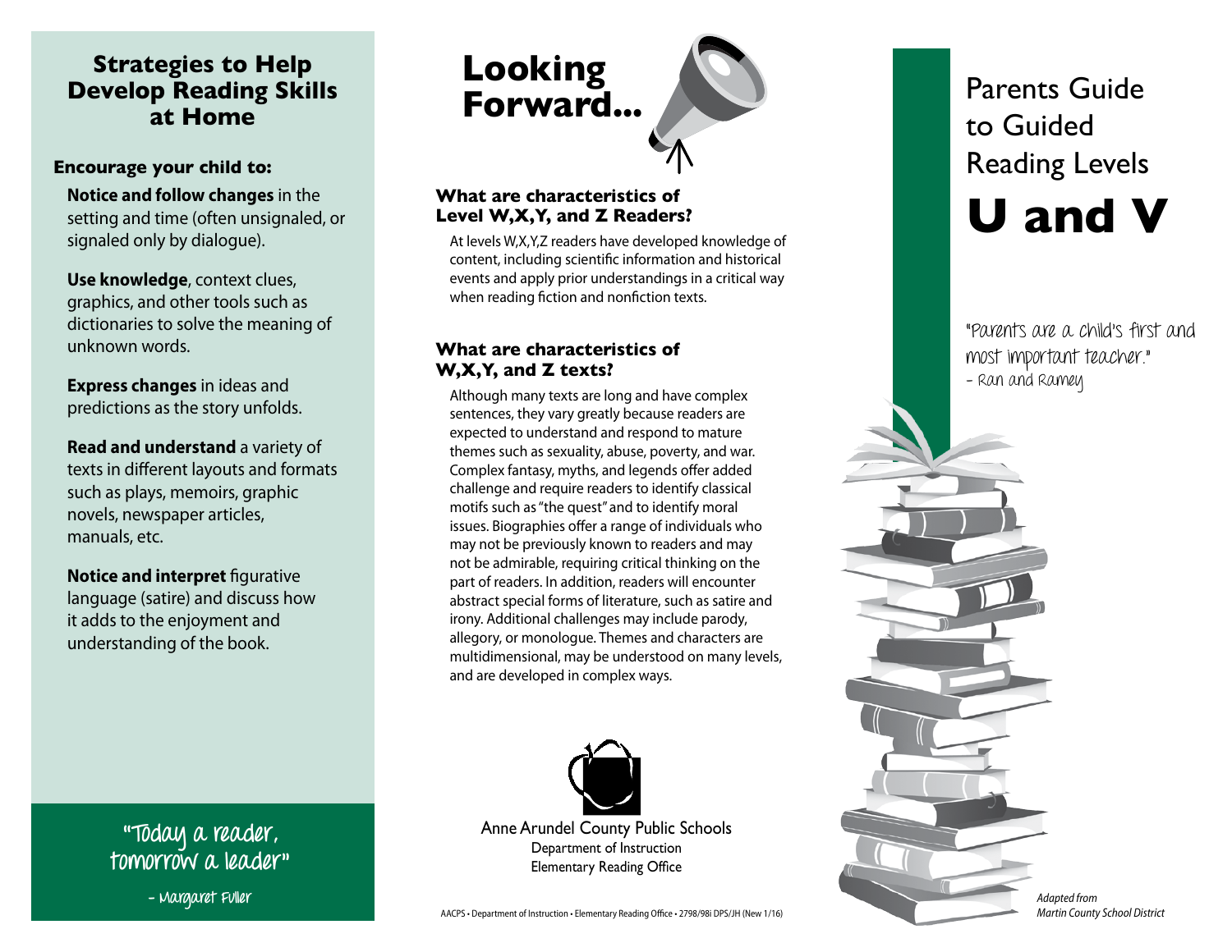## Strategies to Help Develop Reading Skills at Home

**Encourage your child to:**

**Notice and follow changes** in the setting and time (often unsignaled, or signaled only by dialogue).

**Use knowledge**, context clues, graphics, and other tools such as dictionaries to solve the meaning of unknown words.

**Express changes** in ideas and predictions as the story unfolds.

**Read and understand** a variety of texts in different layouts and formats such as plays, memoirs, graphic novels, newspaper articles, manuals, etc.

**Notice and interpret** figurative language (satire) and discuss how it adds to the enjoyment and understanding of the book.

"Today a reader, tomorrow a leader"

- Margaret Fuller

# Looking Forward...

### What are characteristics of Level W,X,Y, and Z Readers?

At levels W,X,Y,Z readers have developed knowledge of content, including scientific information and historical events and apply prior understandings in a critical way when reading fiction and nonfiction texts.

### What are characteristics of W,X,Y, and Z texts?

Although many texts are long and have complex sentences, they vary greatly because readers are expected to understand and respond to mature themes such as sexuality, abuse, poverty, and war. Complex fantasy, myths, and legends offer added challenge and require readers to identify classical motifs such as "the quest" and to identify moral issues. Biographies offer a range of individuals who may not be previously known to readers and may not be admirable, requiring critical thinking on the part of readers. In addition, readers will encounter abstract special forms of literature, such as satire and irony. Additional challenges may include parody, allegory, or monologue. Themes and characters are multidimensional, may be understood on many levels, and are developed in complex ways.

Anne Arundel County Public Schools
Department of Instruction
Elementary Reading Office

AACPS • Department of Instruction • Elementary Reading Office • 2798/98i DPS/JH (New 1/16)

# Parents Guide to Guided Reading Levels

# U and V

"Parents are a child's first and most important teacher."
- Ran and Ramey

*Adapted from Martin County School District*